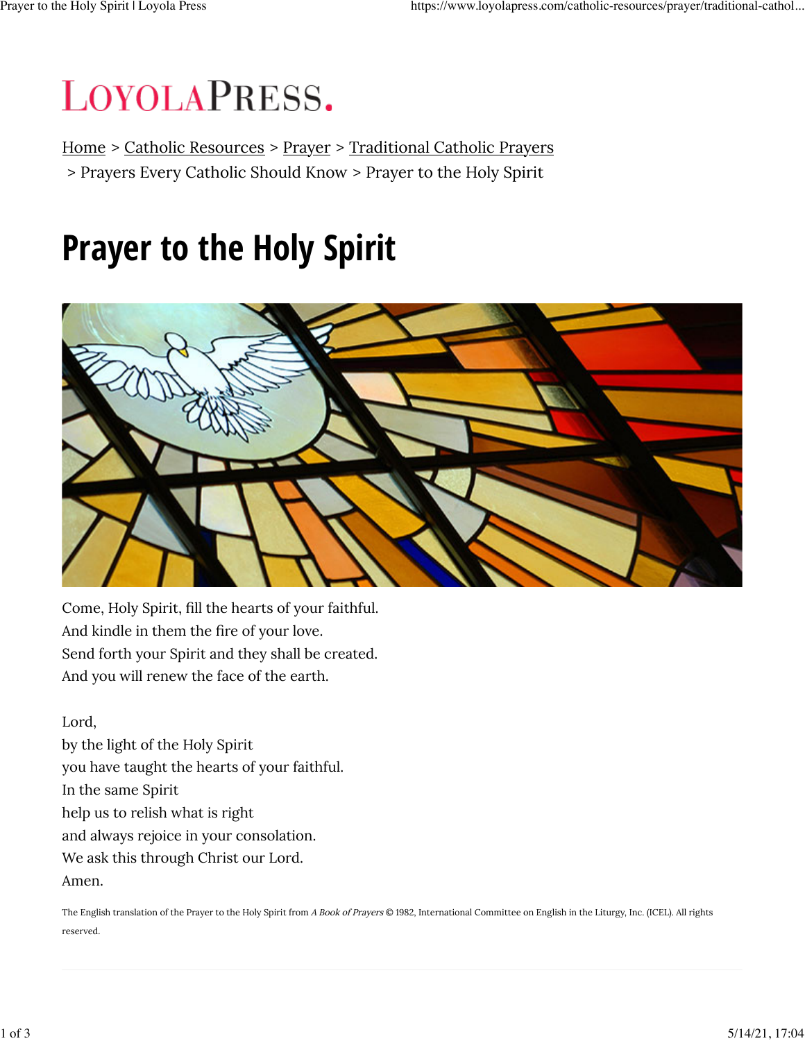LOYOLAPRESS.

Home > Catholic Resources > Prayer > Traditional Catholic Prayers > Prayers Every Catholic Should Know > Prayer to the Holy Spirit

# Prayer to the Holy Spirit

Come, Holy Spirit, fill the hearts of your faithful.
And kindle in them the fire of your love.
Send forth your Spirit and they shall be created.
And you will renew the face of the earth.

Lord,
by the light of the Holy Spirit
you have taught the hearts of your faithful.
In the same Spirit
help us to relish what is right
and always rejoice in your consolation.
We ask this through Christ our Lord.
Amen.

The English translation of the Prayer to the Holy Spirit from *A Book of Prayers* © 1982, International Committee on English in the Liturgy, Inc. (ICEL). All rights reserved.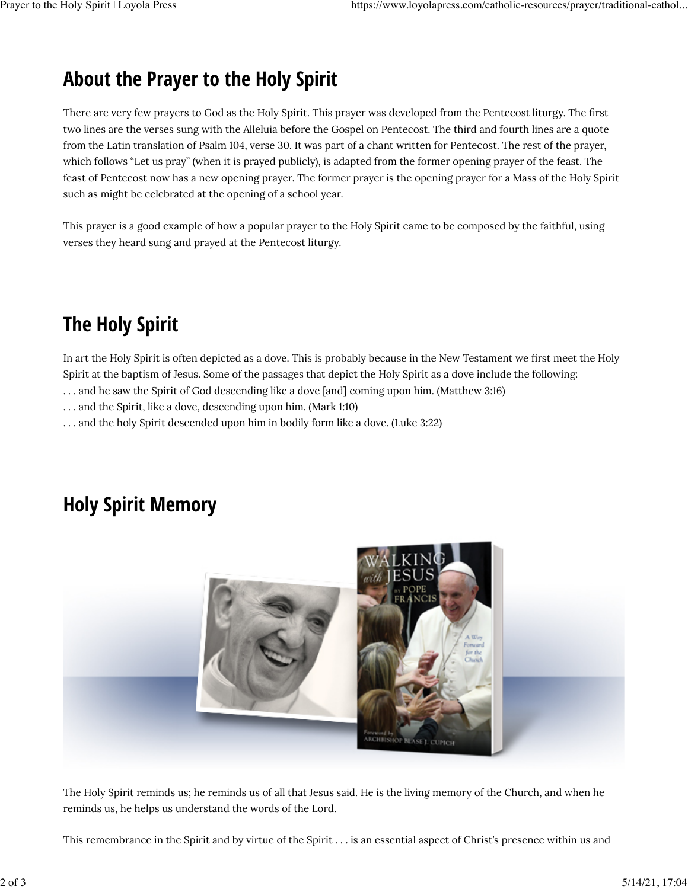## About the Prayer to the Holy Spirit

There are very few prayers to God as the Holy Spirit. This prayer was developed from the Pentecost liturgy. The first two lines are the verses sung with the Alleluia before the Gospel on Pentecost. The third and fourth lines are a quote from the Latin translation of Psalm 104, verse 30. It was part of a chant written for Pentecost. The rest of the prayer, which follows "Let us pray" (when it is prayed publicly), is adapted from the former opening prayer of the feast. The feast of Pentecost now has a new opening prayer. The former prayer is the opening prayer for a Mass of the Holy Spirit such as might be celebrated at the opening of a school year.

This prayer is a good example of how a popular prayer to the Holy Spirit came to be composed by the faithful, using verses they heard sung and prayed at the Pentecost liturgy.

## The Holy Spirit

In art the Holy Spirit is often depicted as a dove. This is probably because in the New Testament we first meet the Holy Spirit at the baptism of Jesus. Some of the passages that depict the Holy Spirit as a dove include the following:
. . . and he saw the Spirit of God descending like a dove [and] coming upon him. (Matthew 3:16)
. . . and the Spirit, like a dove, descending upon him. (Mark 1:10)
. . . and the holy Spirit descended upon him in bodily form like a dove. (Luke 3:22)

## Holy Spirit Memory

The Holy Spirit reminds us; he reminds us of all that Jesus said. He is the living memory of the Church, and when he reminds us, he helps us understand the words of the Lord.

This remembrance in the Spirit and by virtue of the Spirit . . . is an essential aspect of Christ's presence within us and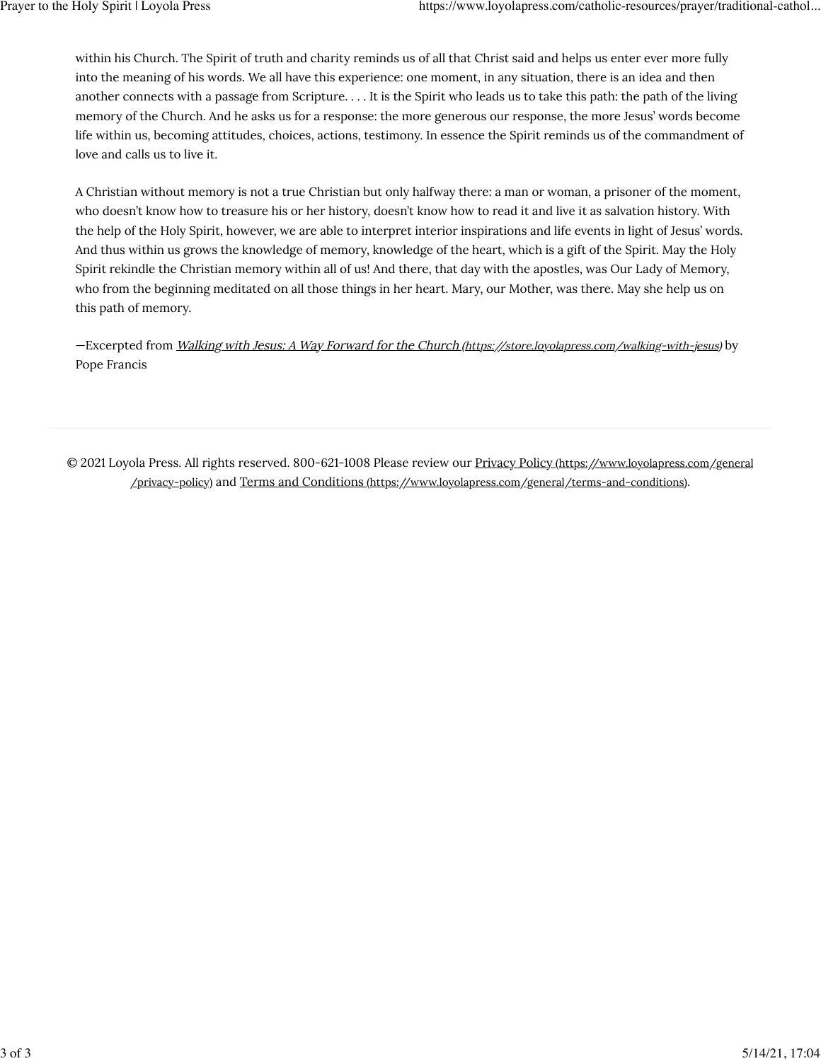within his Church. The Spirit of truth and charity reminds us of all that Christ said and helps us enter ever more fully into the meaning of his words. We all have this experience: one moment, in any situation, there is an idea and then another connects with a passage from Scripture. . . . It is the Spirit who leads us to take this path: the path of the living memory of the Church. And he asks us for a response: the more generous our response, the more Jesus' words become life within us, becoming attitudes, choices, actions, testimony. In essence the Spirit reminds us of the commandment of love and calls us to live it.

A Christian without memory is not a true Christian but only halfway there: a man or woman, a prisoner of the moment, who doesn't know how to treasure his or her history, doesn't know how to read it and live it as salvation history. With the help of the Holy Spirit, however, we are able to interpret interior inspirations and life events in light of Jesus' words. And thus within us grows the knowledge of memory, knowledge of the heart, which is a gift of the Spirit. May the Holy Spirit rekindle the Christian memory within all of us! And there, that day with the apostles, was Our Lady of Memory, who from the beginning meditated on all those things in her heart. Mary, our Mother, was there. May she help us on this path of memory.

—Excerpted from *Walking with Jesus: A Way Forward for the Church* (https://store.loyolapress.com/walking-with-jesus) by Pope Francis

---

© 2021 Loyola Press. All rights reserved. 800-621-1008 Please review our Privacy Policy (https://www.loyolapress.com/general/privacy-policy) and Terms and Conditions (https://www.loyolapress.com/general/terms-and-conditions).